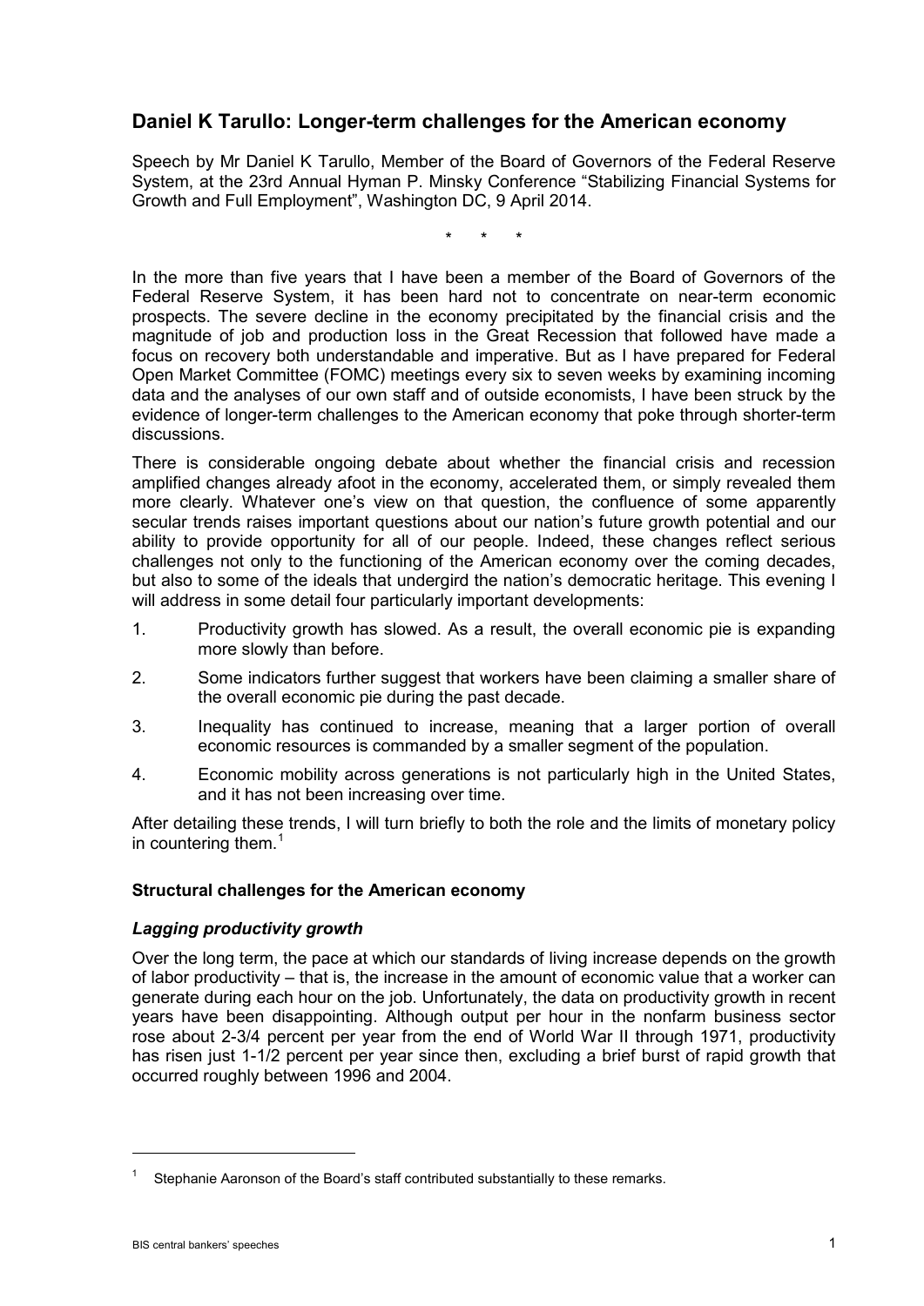# Daniel K Tarullo: Longer-term challenges for the American economy

Speech by Mr Daniel K Tarullo, Member of the Board of Governors of the Federal Reserve System, at the 23rd Annual Hyman P. Minsky Conference "Stabilizing Financial Systems for Growth and Full Employment", Washington DC, 9 April 2014.

\* \* \*

In the more than five years that I have been a member of the Board of Governors of the Federal Reserve System, it has been hard not to concentrate on near-term economic prospects. The severe decline in the economy precipitated by the financial crisis and the magnitude of job and production loss in the Great Recession that followed have made a focus on recovery both understandable and imperative. But as I have prepared for Federal Open Market Committee (FOMC) meetings every six to seven weeks by examining incoming data and the analyses of our own staff and of outside economists, I have been struck by the evidence of longer-term challenges to the American economy that poke through shorter-term discussions.

There is considerable ongoing debate about whether the financial crisis and recession amplified changes already afoot in the economy, accelerated them, or simply revealed them more clearly. Whatever one's view on that question, the confluence of some apparently secular trends raises important questions about our nation's future growth potential and our ability to provide opportunity for all of our people. Indeed, these changes reflect serious challenges not only to the functioning of the American economy over the coming decades, but also to some of the ideals that undergird the nation's democratic heritage. This evening I will address in some detail four particularly important developments:

1. Productivity growth has slowed. As a result, the overall economic pie is expanding more slowly than before.
2. Some indicators further suggest that workers have been claiming a smaller share of the overall economic pie during the past decade.
3. Inequality has continued to increase, meaning that a larger portion of overall economic resources is commanded by a smaller segment of the population.
4. Economic mobility across generations is not particularly high in the United States, and it has not been increasing over time.

After detailing these trends, I will turn briefly to both the role and the limits of monetary policy in countering them.[1]

## Structural challenges for the American economy

### *Lagging productivity growth*

Over the long term, the pace at which our standards of living increase depends on the growth of labor productivity – that is, the increase in the amount of economic value that a worker can generate during each hour on the job. Unfortunately, the data on productivity growth in recent years have been disappointing. Although output per hour in the nonfarm business sector rose about 2-3/4 percent per year from the end of World War II through 1971, productivity has risen just 1-1/2 percent per year since then, excluding a brief burst of rapid growth that occurred roughly between 1996 and 2004.

---

[1] Stephanie Aaronson of the Board's staff contributed substantially to these remarks.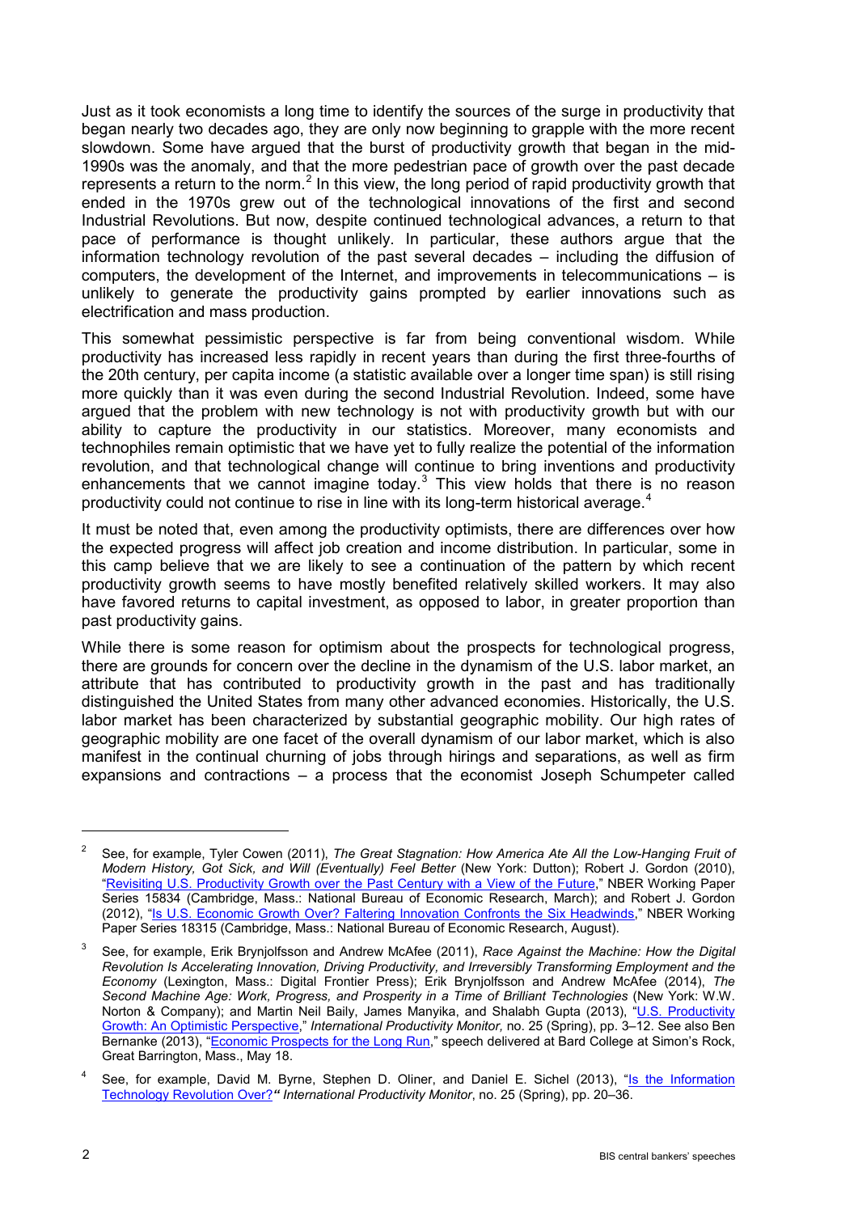Just as it took economists a long time to identify the sources of the surge in productivity that began nearly two decades ago, they are only now beginning to grapple with the more recent slowdown. Some have argued that the burst of productivity growth that began in the mid-1990s was the anomaly, and that the more pedestrian pace of growth over the past decade represents a return to the norm.[2] In this view, the long period of rapid productivity growth that ended in the 1970s grew out of the technological innovations of the first and second Industrial Revolutions. But now, despite continued technological advances, a return to that pace of performance is thought unlikely. In particular, these authors argue that the information technology revolution of the past several decades – including the diffusion of computers, the development of the Internet, and improvements in telecommunications – is unlikely to generate the productivity gains prompted by earlier innovations such as electrification and mass production.

This somewhat pessimistic perspective is far from being conventional wisdom. While productivity has increased less rapidly in recent years than during the first three-fourths of the 20th century, per capita income (a statistic available over a longer time span) is still rising more quickly than it was even during the second Industrial Revolution. Indeed, some have argued that the problem with new technology is not with productivity growth but with our ability to capture the productivity in our statistics. Moreover, many economists and technophiles remain optimistic that we have yet to fully realize the potential of the information revolution, and that technological change will continue to bring inventions and productivity enhancements that we cannot imagine today.[3] This view holds that there is no reason productivity could not continue to rise in line with its long-term historical average.[4]

It must be noted that, even among the productivity optimists, there are differences over how the expected progress will affect job creation and income distribution. In particular, some in this camp believe that we are likely to see a continuation of the pattern by which recent productivity growth seems to have mostly benefited relatively skilled workers. It may also have favored returns to capital investment, as opposed to labor, in greater proportion than past productivity gains.

While there is some reason for optimism about the prospects for technological progress, there are grounds for concern over the decline in the dynamism of the U.S. labor market, an attribute that has contributed to productivity growth in the past and has traditionally distinguished the United States from many other advanced economies. Historically, the U.S. labor market has been characterized by substantial geographic mobility. Our high rates of geographic mobility are one facet of the overall dynamism of our labor market, which is also manifest in the continual churning of jobs through hirings and separations, as well as firm expansions and contractions – a process that the economist Joseph Schumpeter called

---

[2] See, for example, Tyler Cowen (2011), *The Great Stagnation: How America Ate All the Low-Hanging Fruit of Modern History, Got Sick, and Will (Eventually) Feel Better* (New York: Dutton); Robert J. Gordon (2010), "Revisiting U.S. Productivity Growth over the Past Century with a View of the Future," NBER Working Paper Series 15834 (Cambridge, Mass.: National Bureau of Economic Research, March); and Robert J. Gordon (2012), "Is U.S. Economic Growth Over? Faltering Innovation Confronts the Six Headwinds," NBER Working Paper Series 18315 (Cambridge, Mass.: National Bureau of Economic Research, August).

[3] See, for example, Erik Brynjolfsson and Andrew McAfee (2011), *Race Against the Machine: How the Digital Revolution Is Accelerating Innovation, Driving Productivity, and Irreversibly Transforming Employment and the Economy* (Lexington, Mass.: Digital Frontier Press); Erik Brynjolfsson and Andrew McAfee (2014), *The Second Machine Age: Work, Progress, and Prosperity in a Time of Brilliant Technologies* (New York: W.W. Norton & Company); and Martin Neil Baily, James Manyika, and Shalabh Gupta (2013), "U.S. Productivity Growth: An Optimistic Perspective," *International Productivity Monitor,* no. 25 (Spring), pp. 3–12. See also Ben Bernanke (2013), "Economic Prospects for the Long Run," speech delivered at Bard College at Simon's Rock, Great Barrington, Mass., May 18.

[4] See, for example, David M. Byrne, Stephen D. Oliner, and Daniel E. Sichel (2013), "Is the Information Technology Revolution Over?" *International Productivity Monitor*, no. 25 (Spring), pp. 20–36.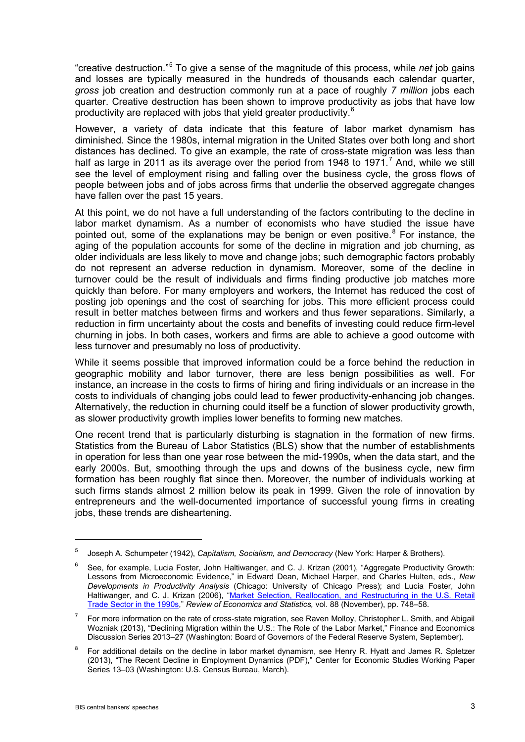"creative destruction."[5] To give a sense of the magnitude of this process, while *net* job gains and losses are typically measured in the hundreds of thousands each calendar quarter, *gross* job creation and destruction commonly run at a pace of roughly *7 million* jobs each quarter. Creative destruction has been shown to improve productivity as jobs that have low productivity are replaced with jobs that yield greater productivity.[6]

However, a variety of data indicate that this feature of labor market dynamism has diminished. Since the 1980s, internal migration in the United States over both long and short distances has declined. To give an example, the rate of cross-state migration was less than half as large in 2011 as its average over the period from 1948 to 1971.[7] And, while we still see the level of employment rising and falling over the business cycle, the gross flows of people between jobs and of jobs across firms that underlie the observed aggregate changes have fallen over the past 15 years.

At this point, we do not have a full understanding of the factors contributing to the decline in labor market dynamism. As a number of economists who have studied the issue have pointed out, some of the explanations may be benign or even positive.[8] For instance, the aging of the population accounts for some of the decline in migration and job churning, as older individuals are less likely to move and change jobs; such demographic factors probably do not represent an adverse reduction in dynamism. Moreover, some of the decline in turnover could be the result of individuals and firms finding productive job matches more quickly than before. For many employers and workers, the Internet has reduced the cost of posting job openings and the cost of searching for jobs. This more efficient process could result in better matches between firms and workers and thus fewer separations. Similarly, a reduction in firm uncertainty about the costs and benefits of investing could reduce firm-level churning in jobs. In both cases, workers and firms are able to achieve a good outcome with less turnover and presumably no loss of productivity.

While it seems possible that improved information could be a force behind the reduction in geographic mobility and labor turnover, there are less benign possibilities as well. For instance, an increase in the costs to firms of hiring and firing individuals or an increase in the costs to individuals of changing jobs could lead to fewer productivity-enhancing job changes. Alternatively, the reduction in churning could itself be a function of slower productivity growth, as slower productivity growth implies lower benefits to forming new matches.

One recent trend that is particularly disturbing is stagnation in the formation of new firms. Statistics from the Bureau of Labor Statistics (BLS) show that the number of establishments in operation for less than one year rose between the mid-1990s, when the data start, and the early 2000s. But, smoothing through the ups and downs of the business cycle, new firm formation has been roughly flat since then. Moreover, the number of individuals working at such firms stands almost 2 million below its peak in 1999. Given the role of innovation by entrepreneurs and the well-documented importance of successful young firms in creating jobs, these trends are disheartening.

---

[5] Joseph A. Schumpeter (1942), *Capitalism, Socialism, and Democracy* (New York: Harper & Brothers).

[6] See, for example, Lucia Foster, John Haltiwanger, and C. J. Krizan (2001), "Aggregate Productivity Growth: Lessons from Microeconomic Evidence," in Edward Dean, Michael Harper, and Charles Hulten, eds., *New Developments in Productivity Analysis* (Chicago: University of Chicago Press); and Lucia Foster, John Haltiwanger, and C. J. Krizan (2006), "Market Selection, Reallocation, and Restructuring in the U.S. Retail Trade Sector in the 1990s," *Review of Economics and Statistics,* vol. 88 (November), pp. 748–58.

[7] For more information on the rate of cross-state migration, see Raven Molloy, Christopher L. Smith, and Abigail Wozniak (2013), "Declining Migration within the U.S.: The Role of the Labor Market," Finance and Economics Discussion Series 2013–27 (Washington: Board of Governors of the Federal Reserve System, September).

[8] For additional details on the decline in labor market dynamism, see Henry R. Hyatt and James R. Spletzer (2013), "The Recent Decline in Employment Dynamics (PDF)," Center for Economic Studies Working Paper Series 13–03 (Washington: U.S. Census Bureau, March).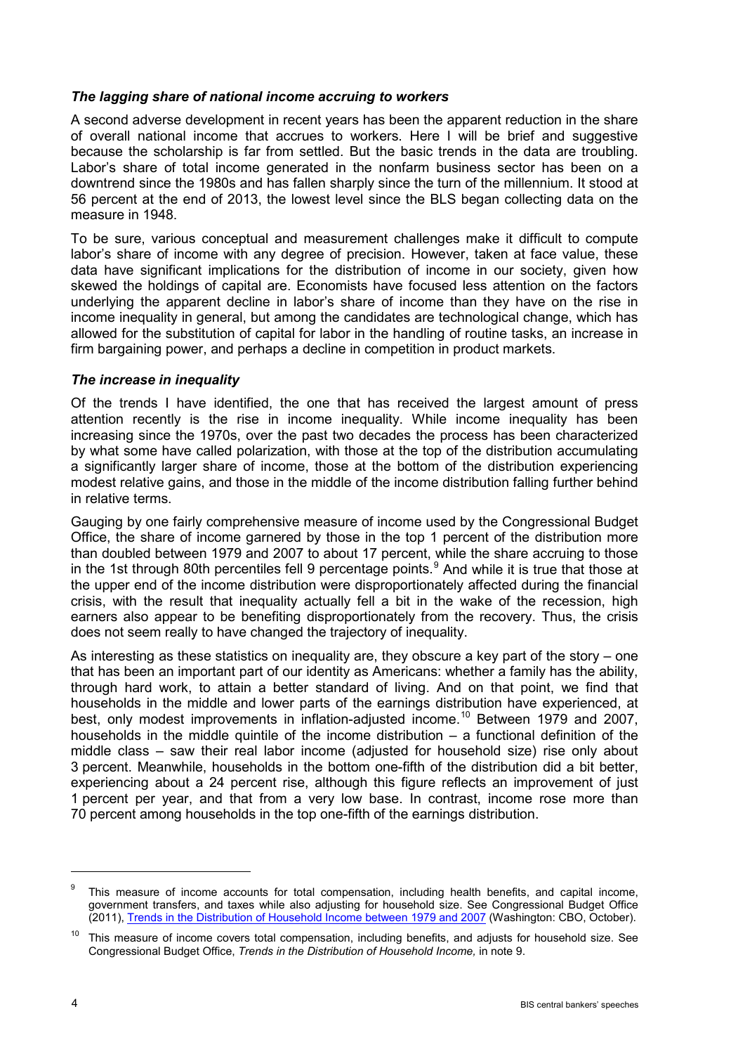### *The lagging share of national income accruing to workers*

A second adverse development in recent years has been the apparent reduction in the share of overall national income that accrues to workers. Here I will be brief and suggestive because the scholarship is far from settled. But the basic trends in the data are troubling. Labor's share of total income generated in the nonfarm business sector has been on a downtrend since the 1980s and has fallen sharply since the turn of the millennium. It stood at 56 percent at the end of 2013, the lowest level since the BLS began collecting data on the measure in 1948.

To be sure, various conceptual and measurement challenges make it difficult to compute labor's share of income with any degree of precision. However, taken at face value, these data have significant implications for the distribution of income in our society, given how skewed the holdings of capital are. Economists have focused less attention on the factors underlying the apparent decline in labor's share of income than they have on the rise in income inequality in general, but among the candidates are technological change, which has allowed for the substitution of capital for labor in the handling of routine tasks, an increase in firm bargaining power, and perhaps a decline in competition in product markets.

### *The increase in inequality*

Of the trends I have identified, the one that has received the largest amount of press attention recently is the rise in income inequality. While income inequality has been increasing since the 1970s, over the past two decades the process has been characterized by what some have called polarization, with those at the top of the distribution accumulating a significantly larger share of income, those at the bottom of the distribution experiencing modest relative gains, and those in the middle of the income distribution falling further behind in relative terms.

Gauging by one fairly comprehensive measure of income used by the Congressional Budget Office, the share of income garnered by those in the top 1 percent of the distribution more than doubled between 1979 and 2007 to about 17 percent, while the share accruing to those in the 1st through 80th percentiles fell 9 percentage points.[9] And while it is true that those at the upper end of the income distribution were disproportionately affected during the financial crisis, with the result that inequality actually fell a bit in the wake of the recession, high earners also appear to be benefiting disproportionately from the recovery. Thus, the crisis does not seem really to have changed the trajectory of inequality.

As interesting as these statistics on inequality are, they obscure a key part of the story – one that has been an important part of our identity as Americans: whether a family has the ability, through hard work, to attain a better standard of living. And on that point, we find that households in the middle and lower parts of the earnings distribution have experienced, at best, only modest improvements in inflation-adjusted income.[10] Between 1979 and 2007, households in the middle quintile of the income distribution – a functional definition of the middle class – saw their real labor income (adjusted for household size) rise only about 3 percent. Meanwhile, households in the bottom one-fifth of the distribution did a bit better, experiencing about a 24 percent rise, although this figure reflects an improvement of just 1 percent per year, and that from a very low base. In contrast, income rose more than 70 percent among households in the top one-fifth of the earnings distribution.

---

[9] This measure of income accounts for total compensation, including health benefits, and capital income, government transfers, and taxes while also adjusting for household size. See Congressional Budget Office (2011), [Trends in the Distribution of Household Income between 1979 and 2007](#) (Washington: CBO, October).

[10] This measure of income covers total compensation, including benefits, and adjusts for household size. See Congressional Budget Office, *Trends in the Distribution of Household Income,* in note 9.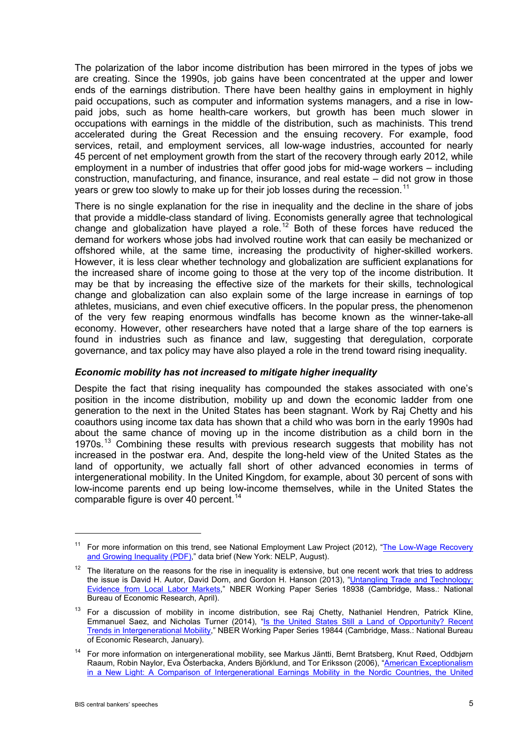The polarization of the labor income distribution has been mirrored in the types of jobs we are creating. Since the 1990s, job gains have been concentrated at the upper and lower ends of the earnings distribution. There have been healthy gains in employment in highly paid occupations, such as computer and information systems managers, and a rise in low-paid jobs, such as home health-care workers, but growth has been much slower in occupations with earnings in the middle of the distribution, such as machinists. This trend accelerated during the Great Recession and the ensuing recovery. For example, food services, retail, and employment services, all low-wage industries, accounted for nearly 45 percent of net employment growth from the start of the recovery through early 2012, while employment in a number of industries that offer good jobs for mid-wage workers – including construction, manufacturing, and finance, insurance, and real estate – did not grow in those years or grew too slowly to make up for their job losses during the recession.[11]

There is no single explanation for the rise in inequality and the decline in the share of jobs that provide a middle-class standard of living. Economists generally agree that technological change and globalization have played a role.[12] Both of these forces have reduced the demand for workers whose jobs had involved routine work that can easily be mechanized or offshored while, at the same time, increasing the productivity of higher-skilled workers. However, it is less clear whether technology and globalization are sufficient explanations for the increased share of income going to those at the very top of the income distribution. It may be that by increasing the effective size of the markets for their skills, technological change and globalization can also explain some of the large increase in earnings of top athletes, musicians, and even chief executive officers. In the popular press, the phenomenon of the very few reaping enormous windfalls has become known as the winner-take-all economy. However, other researchers have noted that a large share of the top earners is found in industries such as finance and law, suggesting that deregulation, corporate governance, and tax policy may have also played a role in the trend toward rising inequality.

### *Economic mobility has not increased to mitigate higher inequality*

Despite the fact that rising inequality has compounded the stakes associated with one's position in the income distribution, mobility up and down the economic ladder from one generation to the next in the United States has been stagnant. Work by Raj Chetty and his coauthors using income tax data has shown that a child who was born in the early 1990s had about the same chance of moving up in the income distribution as a child born in the 1970s.[13] Combining these results with previous research suggests that mobility has not increased in the postwar era. And, despite the long-held view of the United States as the land of opportunity, we actually fall short of other advanced economies in terms of intergenerational mobility. In the United Kingdom, for example, about 30 percent of sons with low-income parents end up being low-income themselves, while in the United States the comparable figure is over 40 percent.[14]

---

[11] For more information on this trend, see National Employment Law Project (2012), "The Low-Wage Recovery and Growing Inequality (PDF)," data brief (New York: NELP, August).

[12] The literature on the reasons for the rise in inequality is extensive, but one recent work that tries to address the issue is David H. Autor, David Dorn, and Gordon H. Hanson (2013), "Untangling Trade and Technology: Evidence from Local Labor Markets," NBER Working Paper Series 18938 (Cambridge, Mass.: National Bureau of Economic Research, April).

[13] For a discussion of mobility in income distribution, see Raj Chetty, Nathaniel Hendren, Patrick Kline, Emmanuel Saez, and Nicholas Turner (2014), "Is the United States Still a Land of Opportunity? Recent Trends in Intergenerational Mobility," NBER Working Paper Series 19844 (Cambridge, Mass.: National Bureau of Economic Research, January).

[14] For more information on intergenerational mobility, see Markus Jäntti, Bernt Bratsberg, Knut Røed, Oddbjørn Raaum, Robin Naylor, Eva Österbacka, Anders Björklund, and Tor Eriksson (2006), "American Exceptionalism in a New Light: A Comparison of Intergenerational Earnings Mobility in the Nordic Countries, the United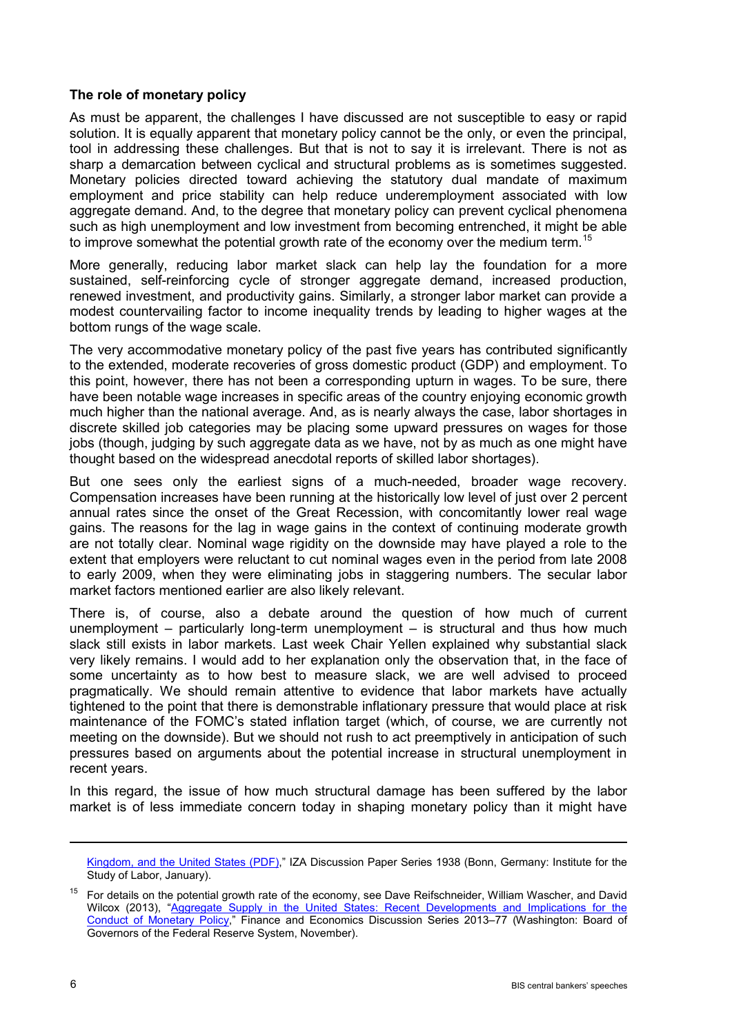**The role of monetary policy**

As must be apparent, the challenges I have discussed are not susceptible to easy or rapid solution. It is equally apparent that monetary policy cannot be the only, or even the principal, tool in addressing these challenges. But that is not to say it is irrelevant. There is not as sharp a demarcation between cyclical and structural problems as is sometimes suggested. Monetary policies directed toward achieving the statutory dual mandate of maximum employment and price stability can help reduce underemployment associated with low aggregate demand. And, to the degree that monetary policy can prevent cyclical phenomena such as high unemployment and low investment from becoming entrenched, it might be able to improve somewhat the potential growth rate of the economy over the medium term.[15]

More generally, reducing labor market slack can help lay the foundation for a more sustained, self-reinforcing cycle of stronger aggregate demand, increased production, renewed investment, and productivity gains. Similarly, a stronger labor market can provide a modest countervailing factor to income inequality trends by leading to higher wages at the bottom rungs of the wage scale.

The very accommodative monetary policy of the past five years has contributed significantly to the extended, moderate recoveries of gross domestic product (GDP) and employment. To this point, however, there has not been a corresponding upturn in wages. To be sure, there have been notable wage increases in specific areas of the country enjoying economic growth much higher than the national average. And, as is nearly always the case, labor shortages in discrete skilled job categories may be placing some upward pressures on wages for those jobs (though, judging by such aggregate data as we have, not by as much as one might have thought based on the widespread anecdotal reports of skilled labor shortages).

But one sees only the earliest signs of a much-needed, broader wage recovery. Compensation increases have been running at the historically low level of just over 2 percent annual rates since the onset of the Great Recession, with concomitantly lower real wage gains. The reasons for the lag in wage gains in the context of continuing moderate growth are not totally clear. Nominal wage rigidity on the downside may have played a role to the extent that employers were reluctant to cut nominal wages even in the period from late 2008 to early 2009, when they were eliminating jobs in staggering numbers. The secular labor market factors mentioned earlier are also likely relevant.

There is, of course, also a debate around the question of how much of current unemployment – particularly long-term unemployment – is structural and thus how much slack still exists in labor markets. Last week Chair Yellen explained why substantial slack very likely remains. I would add to her explanation only the observation that, in the face of some uncertainty as to how best to measure slack, we are well advised to proceed pragmatically. We should remain attentive to evidence that labor markets have actually tightened to the point that there is demonstrable inflationary pressure that would place at risk maintenance of the FOMC's stated inflation target (which, of course, we are currently not meeting on the downside). But we should not rush to act preemptively in anticipation of such pressures based on arguments about the potential increase in structural unemployment in recent years.

In this regard, the issue of how much structural damage has been suffered by the labor market is of less immediate concern today in shaping monetary policy than it might have

---

Kingdom, and the United States (PDF)," IZA Discussion Paper Series 1938 (Bonn, Germany: Institute for the Study of Labor, January).

[15] For details on the potential growth rate of the economy, see Dave Reifschneider, William Wascher, and David Wilcox (2013), "Aggregate Supply in the United States: Recent Developments and Implications for the Conduct of Monetary Policy," Finance and Economics Discussion Series 2013–77 (Washington: Board of Governors of the Federal Reserve System, November).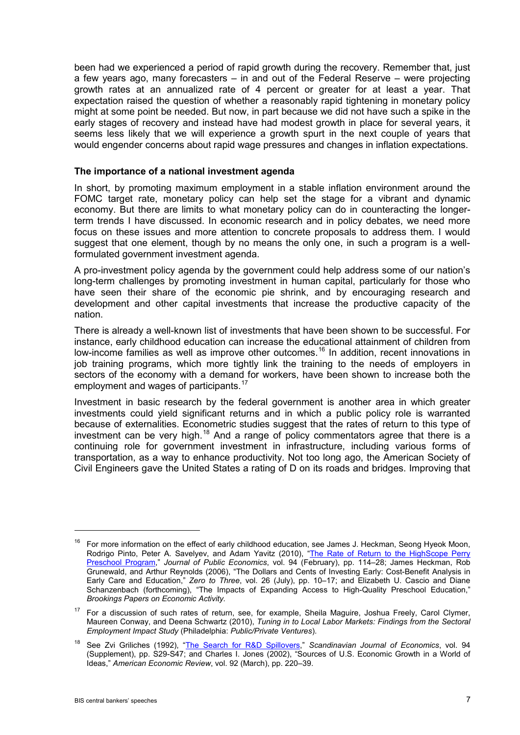been had we experienced a period of rapid growth during the recovery. Remember that, just a few years ago, many forecasters – in and out of the Federal Reserve – were projecting growth rates at an annualized rate of 4 percent or greater for at least a year. That expectation raised the question of whether a reasonably rapid tightening in monetary policy might at some point be needed. But now, in part because we did not have such a spike in the early stages of recovery and instead have had modest growth in place for several years, it seems less likely that we will experience a growth spurt in the next couple of years that would engender concerns about rapid wage pressures and changes in inflation expectations.

**The importance of a national investment agenda**

In short, by promoting maximum employment in a stable inflation environment around the FOMC target rate, monetary policy can help set the stage for a vibrant and dynamic economy. But there are limits to what monetary policy can do in counteracting the longer-term trends I have discussed. In economic research and in policy debates, we need more focus on these issues and more attention to concrete proposals to address them. I would suggest that one element, though by no means the only one, in such a program is a well-formulated government investment agenda.

A pro-investment policy agenda by the government could help address some of our nation's long-term challenges by promoting investment in human capital, particularly for those who have seen their share of the economic pie shrink, and by encouraging research and development and other capital investments that increase the productive capacity of the nation.

There is already a well-known list of investments that have been shown to be successful. For instance, early childhood education can increase the educational attainment of children from low-income families as well as improve other outcomes.[16] In addition, recent innovations in job training programs, which more tightly link the training to the needs of employers in sectors of the economy with a demand for workers, have been shown to increase both the employment and wages of participants.[17]

Investment in basic research by the federal government is another area in which greater investments could yield significant returns and in which a public policy role is warranted because of externalities. Econometric studies suggest that the rates of return to this type of investment can be very high.[18] And a range of policy commentators agree that there is a continuing role for government investment in infrastructure, including various forms of transportation, as a way to enhance productivity. Not too long ago, the American Society of Civil Engineers gave the United States a rating of D on its roads and bridges. Improving that

---

[16] For more information on the effect of early childhood education, see James J. Heckman, Seong Hyeok Moon, Rodrigo Pinto, Peter A. Savelyev, and Adam Yavitz (2010), "The Rate of Return to the HighScope Perry Preschool Program," *Journal of Public Economics*, vol. 94 (February), pp. 114–28; James Heckman, Rob Grunewald, and Arthur Reynolds (2006), "The Dollars and Cents of Investing Early: Cost-Benefit Analysis in Early Care and Education," *Zero to Three*, vol. 26 (July), pp. 10–17; and Elizabeth U. Cascio and Diane Schanzenbach (forthcoming), "The Impacts of Expanding Access to High-Quality Preschool Education," *Brookings Papers on Economic Activity.*

[17] For a discussion of such rates of return, see, for example, Sheila Maguire, Joshua Freely, Carol Clymer, Maureen Conway, and Deena Schwartz (2010), *Tuning in to Local Labor Markets: Findings from the Sectoral Employment Impact Study* (Philadelphia: *Public/Private Ventures*).

[18] See Zvi Griliches (1992), "The Search for R&D Spillovers," *Scandinavian Journal of Economics*, vol. 94 (Supplement), pp. S29-S47; and Charles I. Jones (2002), "Sources of U.S. Economic Growth in a World of Ideas," *American Economic Review*, vol. 92 (March), pp. 220–39.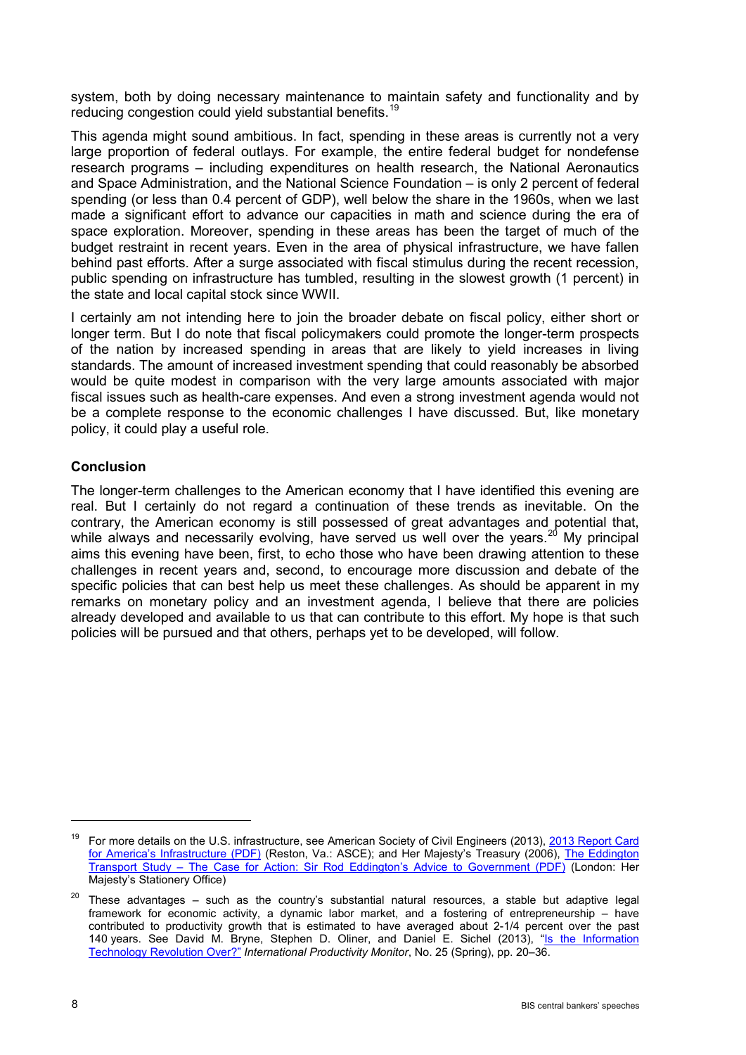system, both by doing necessary maintenance to maintain safety and functionality and by reducing congestion could yield substantial benefits.[19]

This agenda might sound ambitious. In fact, spending in these areas is currently not a very large proportion of federal outlays. For example, the entire federal budget for nondefense research programs – including expenditures on health research, the National Aeronautics and Space Administration, and the National Science Foundation – is only 2 percent of federal spending (or less than 0.4 percent of GDP), well below the share in the 1960s, when we last made a significant effort to advance our capacities in math and science during the era of space exploration. Moreover, spending in these areas has been the target of much of the budget restraint in recent years. Even in the area of physical infrastructure, we have fallen behind past efforts. After a surge associated with fiscal stimulus during the recent recession, public spending on infrastructure has tumbled, resulting in the slowest growth (1 percent) in the state and local capital stock since WWII.

I certainly am not intending here to join the broader debate on fiscal policy, either short or longer term. But I do note that fiscal policymakers could promote the longer-term prospects of the nation by increased spending in areas that are likely to yield increases in living standards. The amount of increased investment spending that could reasonably be absorbed would be quite modest in comparison with the very large amounts associated with major fiscal issues such as health-care expenses. And even a strong investment agenda would not be a complete response to the economic challenges I have discussed. But, like monetary policy, it could play a useful role.

## Conclusion

The longer-term challenges to the American economy that I have identified this evening are real. But I certainly do not regard a continuation of these trends as inevitable. On the contrary, the American economy is still possessed of great advantages and potential that, while always and necessarily evolving, have served us well over the years.[20] My principal aims this evening have been, first, to echo those who have been drawing attention to these challenges in recent years and, second, to encourage more discussion and debate of the specific policies that can best help us meet these challenges. As should be apparent in my remarks on monetary policy and an investment agenda, I believe that there are policies already developed and available to us that can contribute to this effort. My hope is that such policies will be pursued and that others, perhaps yet to be developed, will follow.

---

[19] For more details on the U.S. infrastructure, see American Society of Civil Engineers (2013), 2013 Report Card for America's Infrastructure (PDF) (Reston, Va.: ASCE); and Her Majesty's Treasury (2006), The Eddington Transport Study – The Case for Action: Sir Rod Eddington's Advice to Government (PDF) (London: Her Majesty's Stationery Office)

[20] These advantages – such as the country's substantial natural resources, a stable but adaptive legal framework for economic activity, a dynamic labor market, and a fostering of entrepreneurship – have contributed to productivity growth that is estimated to have averaged about 2-1/4 percent over the past 140 years. See David M. Bryne, Stephen D. Oliner, and Daniel E. Sichel (2013), "Is the Information Technology Revolution Over?" *International Productivity Monitor*, No. 25 (Spring), pp. 20–36.